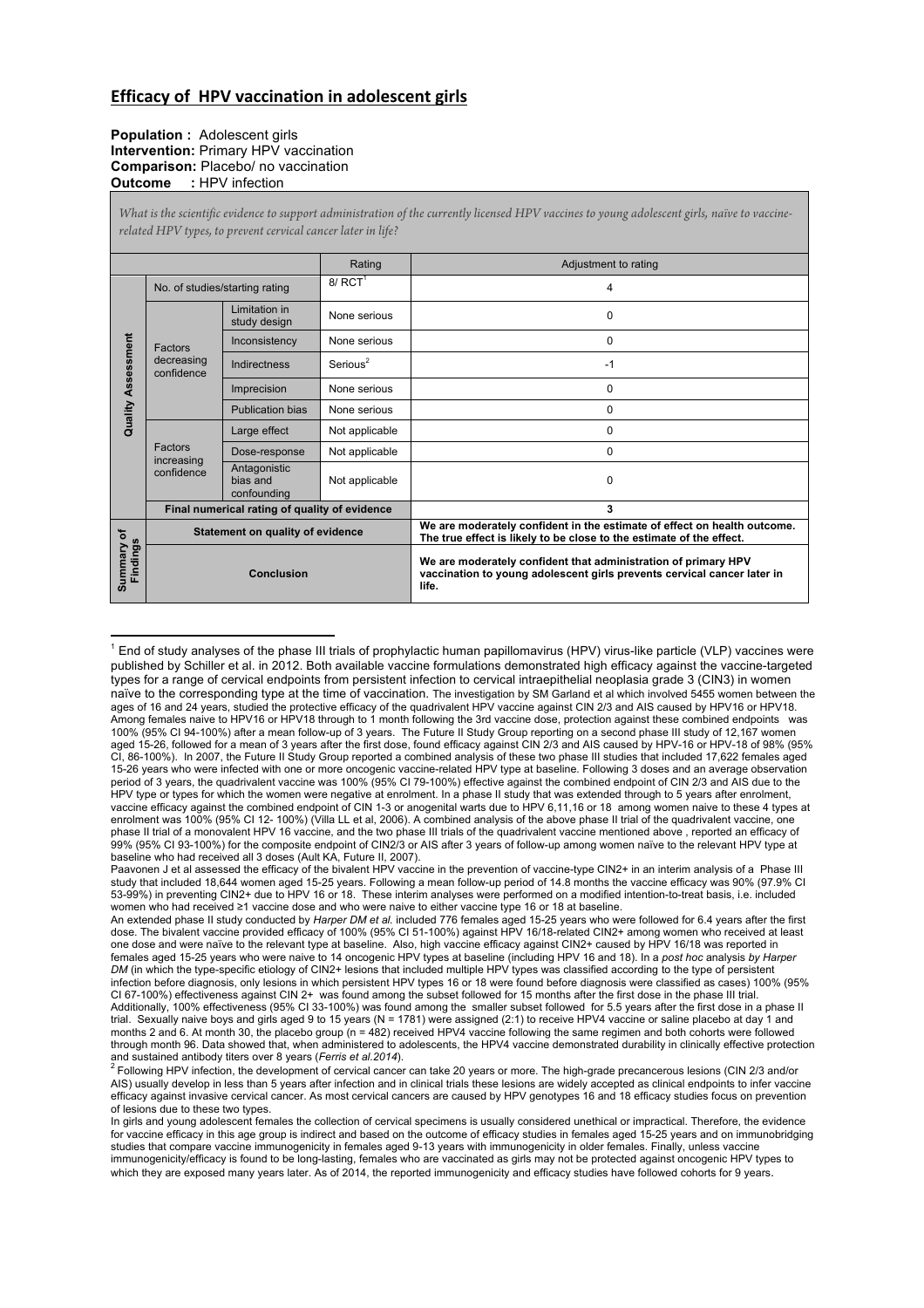# Efficacy of HPV vaccination in adolescent girls

**Population :** Adolescent girls
**Intervention:** Primary HPV vaccination
**Comparison:** Placebo/ no vaccination
**Outcome :** HPV infection

*What is the scientific evidence to support administration of the currently licensed HPV vaccines to young adolescent girls, naïve to vaccine-related HPV types, to prevent cervical cancer later in life?*

| | | | Rating | Adjustment to rating |
|---|---|---|---|---|
| Quality Assessment | No. of studies/starting rating | | 8/ RCT[1] | 4 |
| | Factors decreasing confidence | Limitation in study design | None serious | 0 |
| | | Inconsistency | None serious | 0 |
| | | Indirectness | Serious[2] | -1 |
| | | Imprecision | None serious | 0 |
| | | Publication bias | None serious | 0 |
| | Factors increasing confidence | Large effect | Not applicable | 0 |
| | | Dose-response | Not applicable | 0 |
| | | Antagonistic bias and confounding | Not applicable | 0 |
| | Final numerical rating of quality of evidence | | | 3 |
| Summary of Findings | Statement on quality of evidence | | | **We are moderately confident in the estimate of effect on health outcome. The true effect is likely to be close to the estimate of the effect.** |
| | Conclusion | | | **We are moderately confident that administration of primary HPV vaccination to young adolescent girls prevents cervical cancer later in life.** |

[1] End of study analyses of the phase III trials of prophylactic human papillomavirus (HPV) virus-like particle (VLP) vaccines were published by Schiller et al. in 2012. Both available vaccine formulations demonstrated high efficacy against the vaccine-targeted types for a range of cervical endpoints from persistent infection to cervical intraepithelial neoplasia grade 3 (CIN3) in women naïve to the corresponding type at the time of vaccination. The investigation by SM Garland et al which involved 5455 women between the ages of 16 and 24 years, studied the protective efficacy of the quadrivalent HPV vaccine against CIN 2/3 and AIS caused by HPV16 or HPV18. Among females naive to HPV16 or HPV18 through to 1 month following the 3rd vaccine dose, protection against these combined endpoints was 100% (95% CI 94-100%) after a mean follow-up of 3 years. The Future II Study Group reporting on a second phase III study of 12,167 women aged 15-26, followed for a mean of 3 years after the first dose, found efficacy against CIN 2/3 and AIS caused by HPV-16 or HPV-18 of 98% (95% CI, 86-100%). In 2007, the Future II Study Group reported a combined analysis of these two phase III studies that included 17,622 females aged 15-26 years who were infected with one or more oncogenic vaccine-related HPV type at baseline. Following 3 doses and an average observation period of 3 years, the quadrivalent vaccine was 100% (95% CI 79-100%) effective against the combined endpoint of CIN 2/3 and AIS due to the HPV type or types for which the women were negative at enrolment. In a phase II study that was extended through to 5 years after enrolment, vaccine efficacy against the combined endpoint of CIN 1-3 or anogenital warts due to HPV 6,11,16 or 18 among women naive to these 4 types at enrolment was 100% (95% CI 12- 100%) (Villa LL et al, 2006). A combined analysis of the above phase II trial of the quadrivalent vaccine, one phase II trial of a monovalent HPV 16 vaccine, and the two phase III trials of the quadrivalent vaccine mentioned above , reported an efficacy of 99% (95% CI 93-100%) for the composite endpoint of CIN2/3 or AIS after 3 years of follow-up among women naïve to the relevant HPV type at baseline who had received all 3 doses (Ault KA, Future II, 2007).

Paavonen J et al assessed the efficacy of the bivalent HPV vaccine in the prevention of vaccine-type CIN2+ in an interim analysis of a Phase III study that included 18,644 women aged 15-25 years. Following a mean follow-up period of 14.8 months the vaccine efficacy was 90% (97.9% CI 53-99%) in preventing CIN2+ due to HPV 16 or 18. These interim analyses were performed on a modified intention-to-treat basis, i.e. included women who had received ≥1 vaccine dose and who were naive to either vaccine type 16 or 18 at baseline.

An extended phase II study conducted by *Harper DM et al.* included 776 females aged 15-25 years who were followed for 6.4 years after the first dose. The bivalent vaccine provided efficacy of 100% (95% CI 51-100%) against HPV 16/18-related CIN2+ among women who received at least one dose and were naïve to the relevant type at baseline. Also, high vaccine efficacy against CIN2+ caused by HPV 16/18 was reported in females aged 15-25 years who were naive to 14 oncogenic HPV types at baseline (including HPV 16 and 18). In a *post hoc* analysis *by Harper DM* (in which the type-specific etiology of CIN2+ lesions that included multiple HPV types was classified according to the type of persistent infection before diagnosis, only lesions in which persistent HPV types 16 or 18 were found before diagnosis were classified as cases) 100% (95% CI 67-100%) effectiveness against CIN 2+ was found among the subset followed for 15 months after the first dose in the phase III trial. Additionally, 100% effectiveness (95% CI 33-100%) was found among the smaller subset followed for 5.5 years after the first dose in a phase II trial. Sexually naive boys and girls aged 9 to 15 years (N = 1781) were assigned (2:1) to receive HPV4 vaccine or saline placebo at day 1 and months 2 and 6. At month 30, the placebo group (n = 482) received HPV4 vaccine following the same regimen and both cohorts were followed through month 96. Data showed that, when administered to adolescents, the HPV4 vaccine demonstrated durability in clinically effective protection and sustained antibody titers over 8 years (*Ferris et al.2014*).

[2] Following HPV infection, the development of cervical cancer can take 20 years or more. The high-grade precancerous lesions (CIN 2/3 and/or AIS) usually develop in less than 5 years after infection and in clinical trials these lesions are widely accepted as clinical endpoints to infer vaccine efficacy against invasive cervical cancer. As most cervical cancers are caused by HPV genotypes 16 and 18 efficacy studies focus on prevention of lesions due to these two types.

In girls and young adolescent females the collection of cervical specimens is usually considered unethical or impractical. Therefore, the evidence for vaccine efficacy in this age group is indirect and based on the outcome of efficacy studies in females aged 15-25 years and on immunobridging studies that compare vaccine immunogenicity in females aged 9-13 years with immunogenicity in older females. Finally, unless vaccine immunogenicity/efficacy is found to be long-lasting, females who are vaccinated as girls may not be protected against oncogenic HPV types to which they are exposed many years later. As of 2014, the reported immunogenicity and efficacy studies have followed cohorts for 9 years.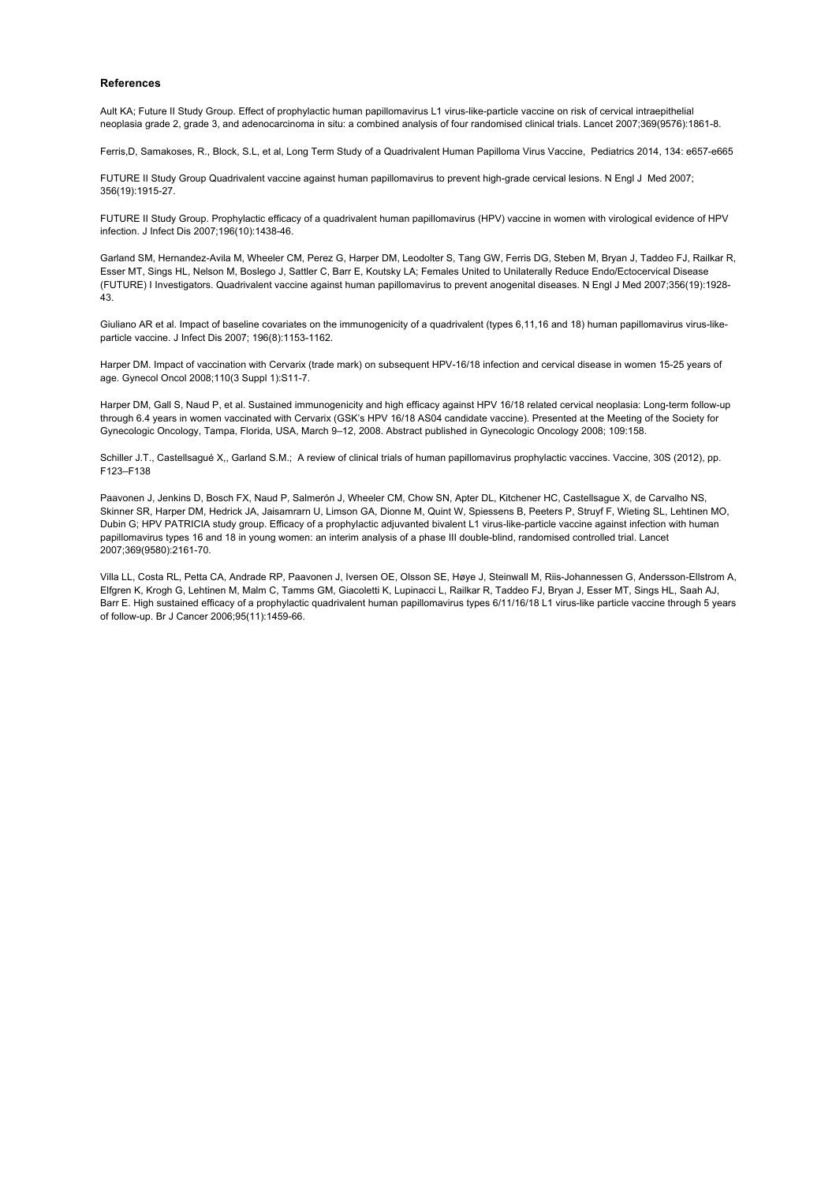### References

Ault KA; Future II Study Group. Effect of prophylactic human papillomavirus L1 virus-like-particle vaccine on risk of cervical intraepithelial neoplasia grade 2, grade 3, and adenocarcinoma in situ: a combined analysis of four randomised clinical trials. Lancet 2007;369(9576):1861-8.

Ferris,D, Samakoses, R., Block, S.L, et al, Long Term Study of a Quadrivalent Human Papilloma Virus Vaccine, Pediatrics 2014, 134: e657-e665

FUTURE II Study Group Quadrivalent vaccine against human papillomavirus to prevent high-grade cervical lesions. N Engl J Med 2007; 356(19):1915-27.

FUTURE II Study Group. Prophylactic efficacy of a quadrivalent human papillomavirus (HPV) vaccine in women with virological evidence of HPV infection. J Infect Dis 2007;196(10):1438-46.

Garland SM, Hernandez-Avila M, Wheeler CM, Perez G, Harper DM, Leodolter S, Tang GW, Ferris DG, Steben M, Bryan J, Taddeo FJ, Railkar R, Esser MT, Sings HL, Nelson M, Boslego J, Sattler C, Barr E, Koutsky LA; Females United to Unilaterally Reduce Endo/Ectocervical Disease (FUTURE) I Investigators. Quadrivalent vaccine against human papillomavirus to prevent anogenital diseases. N Engl J Med 2007;356(19):1928-43.

Giuliano AR et al. Impact of baseline covariates on the immunogenicity of a quadrivalent (types 6,11,16 and 18) human papillomavirus virus-like-particle vaccine. J Infect Dis 2007; 196(8):1153-1162.

Harper DM. Impact of vaccination with Cervarix (trade mark) on subsequent HPV-16/18 infection and cervical disease in women 15-25 years of age. Gynecol Oncol 2008;110(3 Suppl 1):S11-7.

Harper DM, Gall S, Naud P, et al. Sustained immunogenicity and high efficacy against HPV 16/18 related cervical neoplasia: Long-term follow-up through 6.4 years in women vaccinated with Cervarix (GSK's HPV 16/18 AS04 candidate vaccine). Presented at the Meeting of the Society for Gynecologic Oncology, Tampa, Florida, USA, March 9–12, 2008. Abstract published in Gynecologic Oncology 2008; 109:158.

Schiller J.T., Castellsagué X,, Garland S.M.; A review of clinical trials of human papillomavirus prophylactic vaccines. Vaccine, 30S (2012), pp. F123–F138

Paavonen J, Jenkins D, Bosch FX, Naud P, Salmerón J, Wheeler CM, Chow SN, Apter DL, Kitchener HC, Castellsague X, de Carvalho NS, Skinner SR, Harper DM, Hedrick JA, Jaisamrarn U, Limson GA, Dionne M, Quint W, Spiessens B, Peeters P, Struyf F, Wieting SL, Lehtinen MO, Dubin G; HPV PATRICIA study group. Efficacy of a prophylactic adjuvanted bivalent L1 virus-like-particle vaccine against infection with human papillomavirus types 16 and 18 in young women: an interim analysis of a phase III double-blind, randomised controlled trial. Lancet 2007;369(9580):2161-70.

Villa LL, Costa RL, Petta CA, Andrade RP, Paavonen J, Iversen OE, Olsson SE, Høye J, Steinwall M, Riis-Johannessen G, Andersson-Ellstrom A, Elfgren K, Krogh G, Lehtinen M, Malm C, Tamms GM, Giacoletti K, Lupinacci L, Railkar R, Taddeo FJ, Bryan J, Esser MT, Sings HL, Saah AJ, Barr E. High sustained efficacy of a prophylactic quadrivalent human papillomavirus types 6/11/16/18 L1 virus-like particle vaccine through 5 years of follow-up. Br J Cancer 2006;95(11):1459-66.